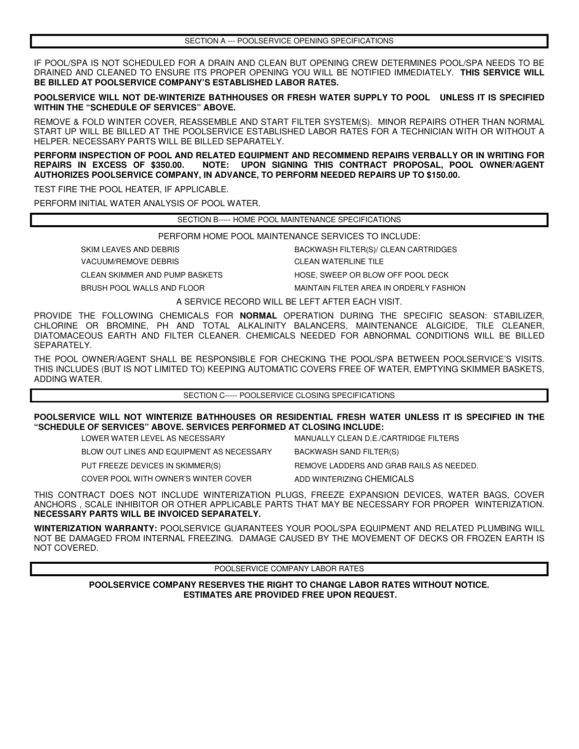## SECTION A --- POOLSERVICE OPENING SPECIFICATIONS

IF POOL/SPA IS NOT SCHEDULED FOR A DRAIN AND CLEAN BUT OPENING CREW DETERMINES POOL/SPA NEEDS TO BE DRAINED AND CLEANED TO ENSURE ITS PROPER OPENING YOU WILL BE NOTIFIED IMMEDIATELY. **THIS SERVICE WILL BE BILLED AT POOLSERVICE COMPANY'S ESTABLISHED LABOR RATES.**

**POOLSERVICE WILL NOT DE-WINTERIZE BATHHOUSES OR FRESH WATER SUPPLY TO POOL UNLESS IT IS SPECIFIED WITHIN THE "SCHEDULE OF SERVICES" ABOVE.**

REMOVE & FOLD WINTER COVER, REASSEMBLE AND START FILTER SYSTEM(S). MINOR REPAIRS OTHER THAN NORMAL START UP WILL BE BILLED AT THE POOLSERVICE ESTABLISHED LABOR RATES FOR A TECHNICIAN WITH OR WITHOUT A HELPER. NECESSARY PARTS WILL BE BILLED SEPARATELY.

**PERFORM INSPECTION OF POOL AND RELATED EQUIPMENT AND RECOMMEND REPAIRS VERBALLY OR IN WRITING FOR REPAIRS IN EXCESS OF $350.00. NOTE: UPON SIGNING THIS CONTRACT PROPOSAL, POOL OWNER/AGENT AUTHORIZES POOLSERVICE COMPANY, IN ADVANCE, TO PERFORM NEEDED REPAIRS UP TO $150.00.**

TEST FIRE THE POOL HEATER, IF APPLICABLE.

PERFORM INITIAL WATER ANALYSIS OF POOL WATER.

## SECTION B----- HOME POOL MAINTENANCE SPECIFICATIONS

PERFORM HOME POOL MAINTENANCE SERVICES TO INCLUDE:

- SKIM LEAVES AND DEBRIS
- VACUUM/REMOVE DEBRIS
- CLEAN SKIMMER AND PUMP BASKETS
- BRUSH POOL WALLS AND FLOOR
- BACKWASH FILTER(S)/ CLEAN CARTRIDGES
- CLEAN WATERLINE TILE
- HOSE, SWEEP OR BLOW OFF POOL DECK
- MAINTAIN FILTER AREA IN ORDERLY FASHION

A SERVICE RECORD WILL BE LEFT AFTER EACH VISIT.

PROVIDE THE FOLLOWING CHEMICALS FOR **NORMAL** OPERATION DURING THE SPECIFIC SEASON: STABILIZER, CHLORINE OR BROMINE, PH AND TOTAL ALKALINITY BALANCERS, MAINTENANCE ALGICIDE, TILE CLEANER, DIATOMACEOUS EARTH AND FILTER CLEANER. CHEMICALS NEEDED FOR ABNORMAL CONDITIONS WILL BE BILLED SEPARATELY.

THE POOL OWNER/AGENT SHALL BE RESPONSIBLE FOR CHECKING THE POOL/SPA BETWEEN POOLSERVICE'S VISITS. THIS INCLUDES (BUT IS NOT LIMITED TO) KEEPING AUTOMATIC COVERS FREE OF WATER, EMPTYING SKIMMER BASKETS, ADDING WATER.

## SECTION C----- POOLSERVICE CLOSING SPECIFICATIONS

**POOLSERVICE WILL NOT WINTERIZE BATHHOUSES OR RESIDENTIAL FRESH WATER UNLESS IT IS SPECIFIED IN THE "SCHEDULE OF SERVICES" ABOVE. SERVICES PERFORMED AT CLOSING INCLUDE:**

- LOWER WATER LEVEL AS NECESSARY
- BLOW OUT LINES AND EQUIPMENT AS NECESSARY
- PUT FREEZE DEVICES IN SKIMMER(S)
- COVER POOL WITH OWNER'S WINTER COVER
- MANUALLY CLEAN D.E./CARTRIDGE FILTERS
- BACKWASH SAND FILTER(S)
- REMOVE LADDERS AND GRAB RAILS AS NEEDED.
- ADD WINTERIZING CHEMICALS

THIS CONTRACT DOES NOT INCLUDE WINTERIZATION PLUGS, FREEZE EXPANSION DEVICES, WATER BAGS, COVER ANCHORS , SCALE INHIBITOR OR OTHER APPLICABLE PARTS THAT MAY BE NECESSARY FOR PROPER WINTERIZATION. **NECESSARY PARTS WILL BE INVOICED SEPARATELY.**

**WINTERIZATION WARRANTY:** POOLSERVICE GUARANTEES YOUR POOL/SPA EQUIPMENT AND RELATED PLUMBING WILL NOT BE DAMAGED FROM INTERNAL FREEZING. DAMAGE CAUSED BY THE MOVEMENT OF DECKS OR FROZEN EARTH IS NOT COVERED.

## POOLSERVICE COMPANY LABOR RATES

**POOLSERVICE COMPANY RESERVES THE RIGHT TO CHANGE LABOR RATES WITHOUT NOTICE.**
**ESTIMATES ARE PROVIDED FREE UPON REQUEST.**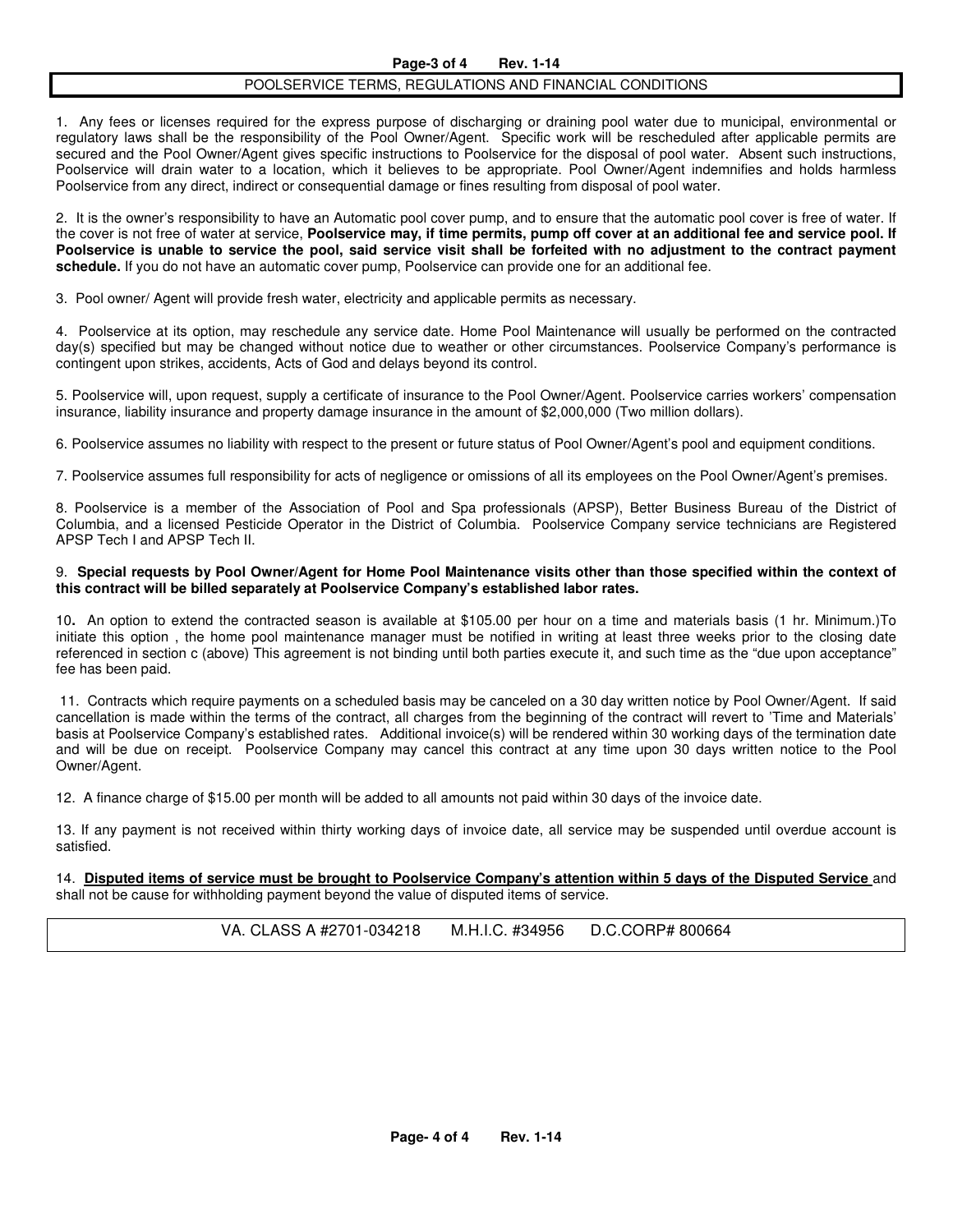## POOLSERVICE TERMS, REGULATIONS AND FINANCIAL CONDITIONS

1. Any fees or licenses required for the express purpose of discharging or draining pool water due to municipal, environmental or regulatory laws shall be the responsibility of the Pool Owner/Agent. Specific work will be rescheduled after applicable permits are secured and the Pool Owner/Agent gives specific instructions to Poolservice for the disposal of pool water. Absent such instructions, Poolservice will drain water to a location, which it believes to be appropriate. Pool Owner/Agent indemnifies and holds harmless Poolservice from any direct, indirect or consequential damage or fines resulting from disposal of pool water.

2. It is the owner's responsibility to have an Automatic pool cover pump, and to ensure that the automatic pool cover is free of water. If the cover is not free of water at service, **Poolservice may, if time permits, pump off cover at an additional fee and service pool. If Poolservice is unable to service the pool, said service visit shall be forfeited with no adjustment to the contract payment schedule.** If you do not have an automatic cover pump, Poolservice can provide one for an additional fee.

3. Pool owner/ Agent will provide fresh water, electricity and applicable permits as necessary.

4. Poolservice at its option, may reschedule any service date. Home Pool Maintenance will usually be performed on the contracted day(s) specified but may be changed without notice due to weather or other circumstances. Poolservice Company's performance is contingent upon strikes, accidents, Acts of God and delays beyond its control.

5. Poolservice will, upon request, supply a certificate of insurance to the Pool Owner/Agent. Poolservice carries workers' compensation insurance, liability insurance and property damage insurance in the amount of $2,000,000 (Two million dollars).

6. Poolservice assumes no liability with respect to the present or future status of Pool Owner/Agent's pool and equipment conditions.

7. Poolservice assumes full responsibility for acts of negligence or omissions of all its employees on the Pool Owner/Agent's premises.

8. Poolservice is a member of the Association of Pool and Spa professionals (APSP), Better Business Bureau of the District of Columbia, and a licensed Pesticide Operator in the District of Columbia. Poolservice Company service technicians are Registered APSP Tech I and APSP Tech II.

9. **Special requests by Pool Owner/Agent for Home Pool Maintenance visits other than those specified within the context of this contract will be billed separately at Poolservice Company's established labor rates.**

10**.** An option to extend the contracted season is available at $105.00 per hour on a time and materials basis (1 hr. Minimum.)To initiate this option , the home pool maintenance manager must be notified in writing at least three weeks prior to the closing date referenced in section c (above) This agreement is not binding until both parties execute it, and such time as the "due upon acceptance" fee has been paid.

11. Contracts which require payments on a scheduled basis may be canceled on a 30 day written notice by Pool Owner/Agent. If said cancellation is made within the terms of the contract, all charges from the beginning of the contract will revert to 'Time and Materials' basis at Poolservice Company's established rates. Additional invoice(s) will be rendered within 30 working days of the termination date and will be due on receipt. Poolservice Company may cancel this contract at any time upon 30 days written notice to the Pool Owner/Agent.

12. A finance charge of $15.00 per month will be added to all amounts not paid within 30 days of the invoice date.

13. If any payment is not received within thirty working days of invoice date, all service may be suspended until overdue account is satisfied.

14. **<u>Disputed items of service must be brought to Poolservice Company's attention within 5 days of the Disputed Service</u>** and shall not be cause for withholding payment beyond the value of disputed items of service.

VA. CLASS A #2701-034218 M.H.I.C. #34956 D.C.CORP# 800664